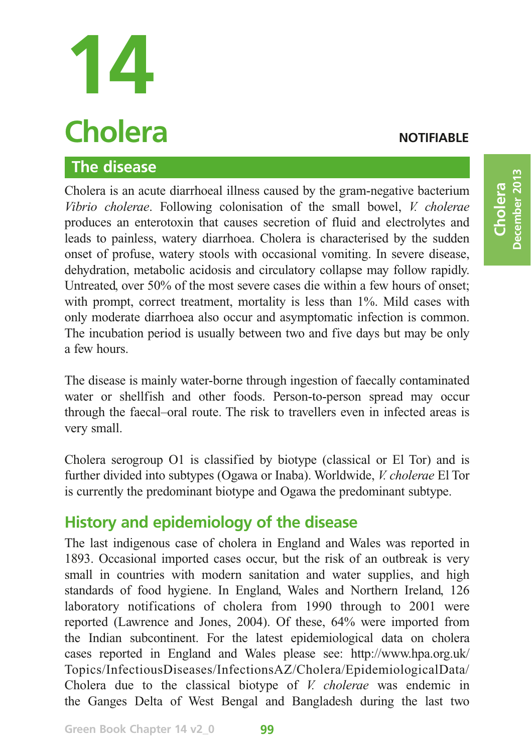# 14

# Cholera

**NOTIFIABLE**

## The disease

Cholera is an acute diarrhoeal illness caused by the gram-negative bacterium *Vibrio cholerae*. Following colonisation of the small bowel, *V. cholerae* produces an enterotoxin that causes secretion of fluid and electrolytes and leads to painless, watery diarrhoea. Cholera is characterised by the sudden onset of profuse, watery stools with occasional vomiting. In severe disease, dehydration, metabolic acidosis and circulatory collapse may follow rapidly. Untreated, over 50% of the most severe cases die within a few hours of onset; with prompt, correct treatment, mortality is less than 1%. Mild cases with only moderate diarrhoea also occur and asymptomatic infection is common. The incubation period is usually between two and five days but may be only a few hours.

The disease is mainly water-borne through ingestion of faecally contaminated water or shellfish and other foods. Person-to-person spread may occur through the faecal–oral route. The risk to travellers even in infected areas is very small.

Cholera serogroup O1 is classified by biotype (classical or El Tor) and is further divided into subtypes (Ogawa or Inaba). Worldwide, *V. cholerae* El Tor is currently the predominant biotype and Ogawa the predominant subtype.

## History and epidemiology of the disease

The last indigenous case of cholera in England and Wales was reported in 1893. Occasional imported cases occur, but the risk of an outbreak is very small in countries with modern sanitation and water supplies, and high standards of food hygiene. In England, Wales and Northern Ireland, 126 laboratory notifications of cholera from 1990 through to 2001 were reported (Lawrence and Jones, 2004). Of these, 64% were imported from the Indian subcontinent. For the latest epidemiological data on cholera cases reported in England and Wales please see: http://www.hpa.org.uk/Topics/InfectiousDiseases/InfectionsAZ/Cholera/EpidemiologicalData/

Cholera due to the classical biotype of *V. cholerae* was endemic in the Ganges Delta of West Bengal and Bangladesh during the last two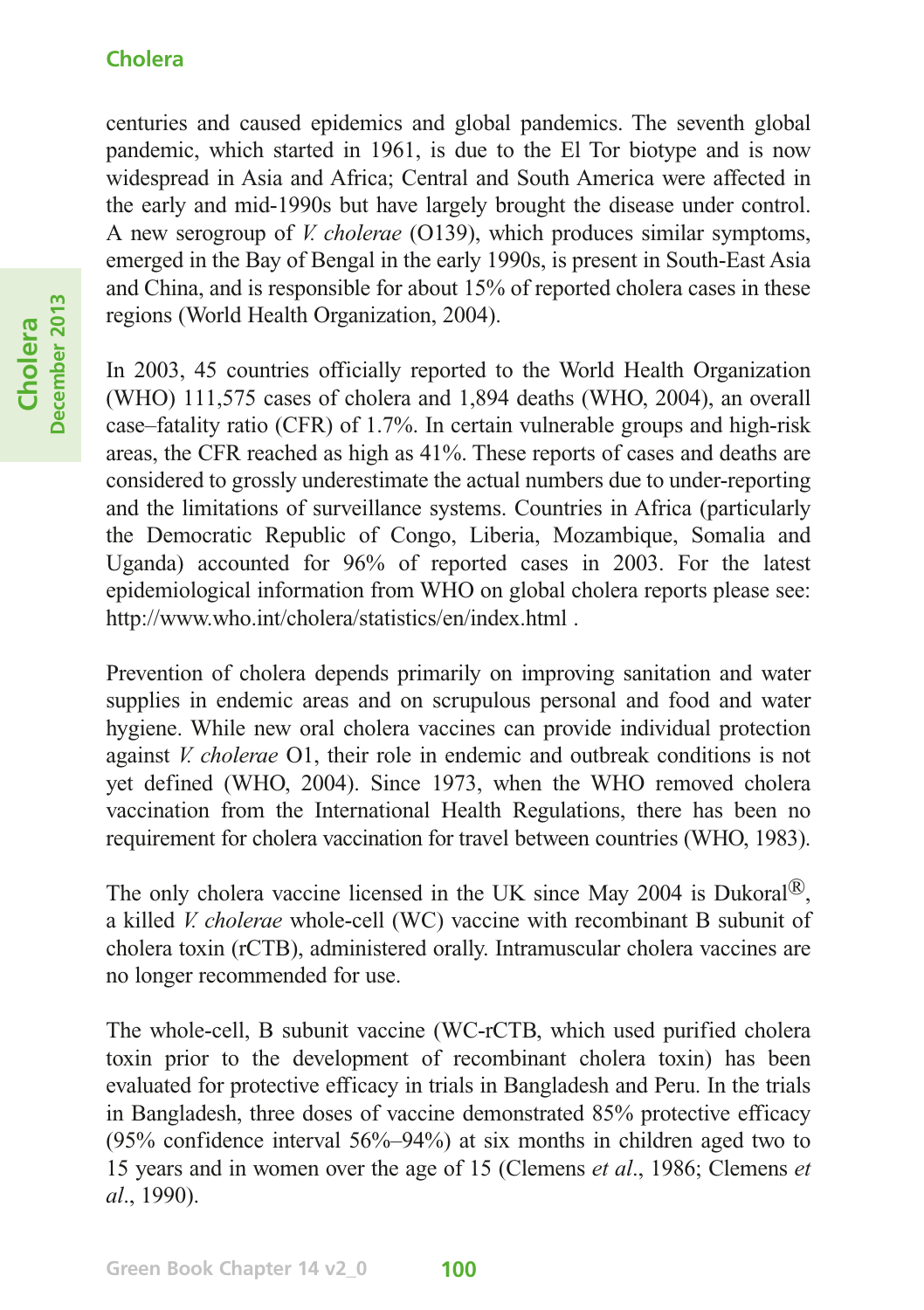centuries and caused epidemics and global pandemics. The seventh global pandemic, which started in 1961, is due to the El Tor biotype and is now widespread in Asia and Africa; Central and South America were affected in the early and mid-1990s but have largely brought the disease under control. A new serogroup of *V. cholerae* (O139), which produces similar symptoms, emerged in the Bay of Bengal in the early 1990s, is present in South-East Asia and China, and is responsible for about 15% of reported cholera cases in these regions (World Health Organization, 2004).

In 2003, 45 countries officially reported to the World Health Organization (WHO) 111,575 cases of cholera and 1,894 deaths (WHO, 2004), an overall case–fatality ratio (CFR) of 1.7%. In certain vulnerable groups and high-risk areas, the CFR reached as high as 41%. These reports of cases and deaths are considered to grossly underestimate the actual numbers due to under-reporting and the limitations of surveillance systems. Countries in Africa (particularly the Democratic Republic of Congo, Liberia, Mozambique, Somalia and Uganda) accounted for 96% of reported cases in 2003. For the latest epidemiological information from WHO on global cholera reports please see: http://www.who.int/cholera/statistics/en/index.html .

Prevention of cholera depends primarily on improving sanitation and water supplies in endemic areas and on scrupulous personal and food and water hygiene. While new oral cholera vaccines can provide individual protection against *V. cholerae* O1, their role in endemic and outbreak conditions is not yet defined (WHO, 2004). Since 1973, when the WHO removed cholera vaccination from the International Health Regulations, there has been no requirement for cholera vaccination for travel between countries (WHO, 1983).

The only cholera vaccine licensed in the UK since May 2004 is Dukoral®, a killed *V. cholerae* whole-cell (WC) vaccine with recombinant B subunit of cholera toxin (rCTB), administered orally. Intramuscular cholera vaccines are no longer recommended for use.

The whole-cell, B subunit vaccine (WC-rCTB, which used purified cholera toxin prior to the development of recombinant cholera toxin) has been evaluated for protective efficacy in trials in Bangladesh and Peru. In the trials in Bangladesh, three doses of vaccine demonstrated 85% protective efficacy (95% confidence interval 56%–94%) at six months in children aged two to 15 years and in women over the age of 15 (Clemens *et al*., 1986; Clemens *et al*., 1990).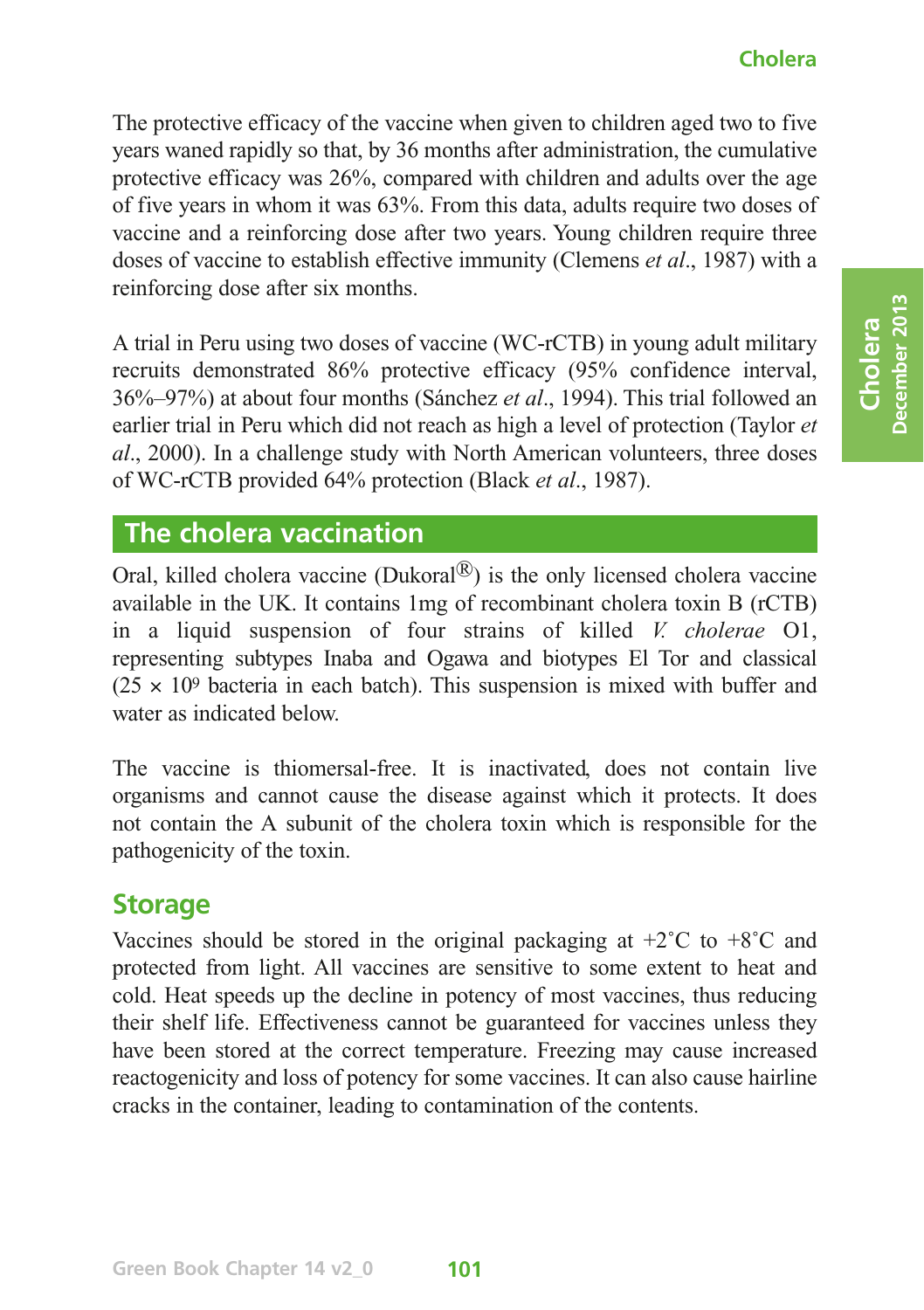The protective efficacy of the vaccine when given to children aged two to five years waned rapidly so that, by 36 months after administration, the cumulative protective efficacy was 26%, compared with children and adults over the age of five years in whom it was 63%. From this data, adults require two doses of vaccine and a reinforcing dose after two years. Young children require three doses of vaccine to establish effective immunity (Clemens *et al*., 1987) with a reinforcing dose after six months.

A trial in Peru using two doses of vaccine (WC-rCTB) in young adult military recruits demonstrated 86% protective efficacy (95% confidence interval, 36%–97%) at about four months (Sánchez *et al*., 1994). This trial followed an earlier trial in Peru which did not reach as high a level of protection (Taylor *et al*., 2000). In a challenge study with North American volunteers, three doses of WC-rCTB provided 64% protection (Black *et al*., 1987).

## The cholera vaccination

Oral, killed cholera vaccine (Dukoral®) is the only licensed cholera vaccine available in the UK. It contains 1mg of recombinant cholera toxin B (rCTB) in a liquid suspension of four strains of killed *V. cholerae* O1, representing subtypes Inaba and Ogawa and biotypes El Tor and classical ($25 \times 10^9$ bacteria in each batch). This suspension is mixed with buffer and water as indicated below.

The vaccine is thiomersal-free. It is inactivated, does not contain live organisms and cannot cause the disease against which it protects. It does not contain the A subunit of the cholera toxin which is responsible for the pathogenicity of the toxin.

### Storage

Vaccines should be stored in the original packaging at +2˚C to +8˚C and protected from light. All vaccines are sensitive to some extent to heat and cold. Heat speeds up the decline in potency of most vaccines, thus reducing their shelf life. Effectiveness cannot be guaranteed for vaccines unless they have been stored at the correct temperature. Freezing may cause increased reactogenicity and loss of potency for some vaccines. It can also cause hairline cracks in the container, leading to contamination of the contents.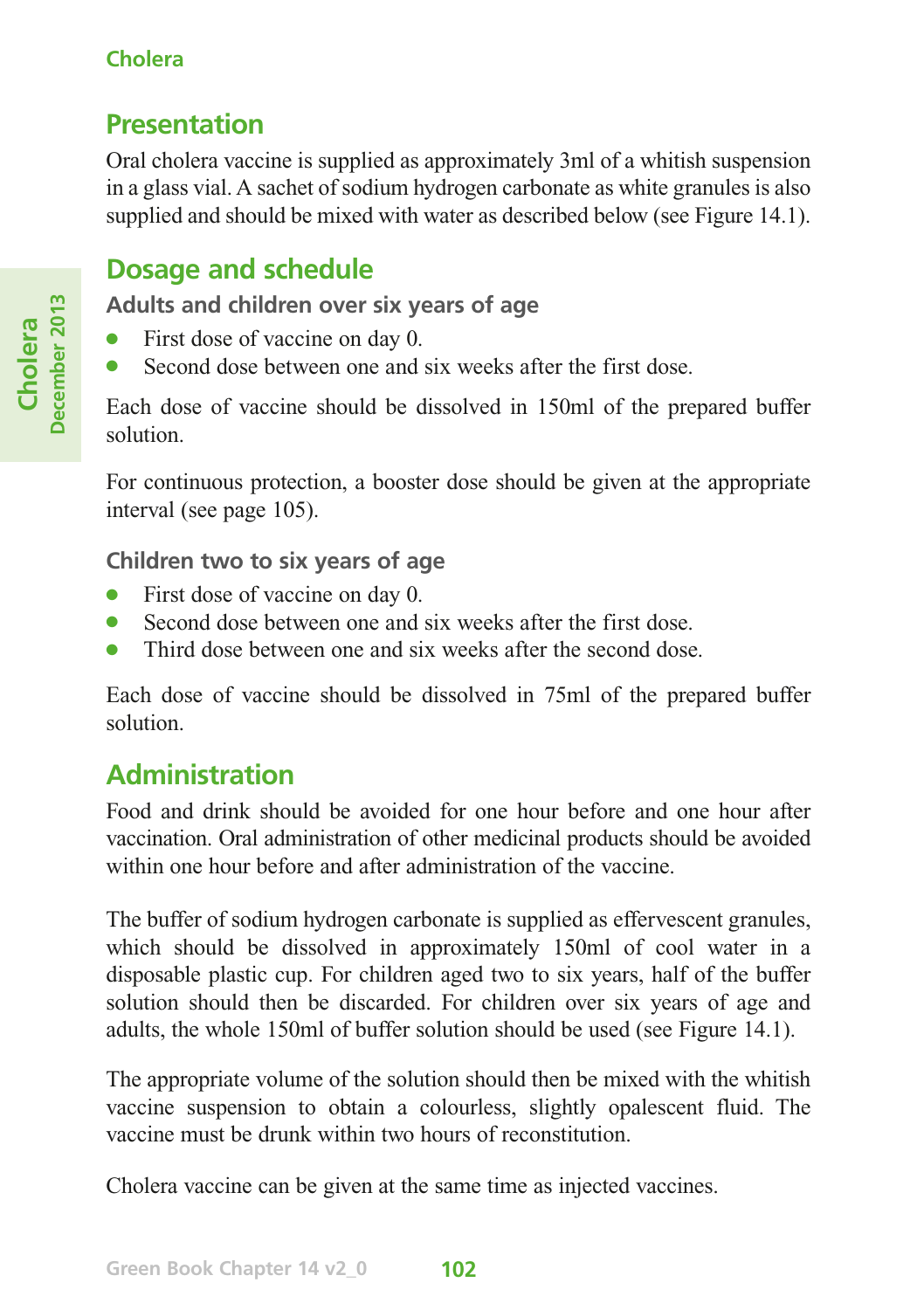## Presentation

Oral cholera vaccine is supplied as approximately 3ml of a whitish suspension in a glass vial. A sachet of sodium hydrogen carbonate as white granules is also supplied and should be mixed with water as described below (see Figure 14.1).

## Dosage and schedule

### Adults and children over six years of age

- First dose of vaccine on day 0.
- Second dose between one and six weeks after the first dose.

Each dose of vaccine should be dissolved in 150ml of the prepared buffer solution.

For continuous protection, a booster dose should be given at the appropriate interval (see page 105).

### Children two to six years of age

- First dose of vaccine on day 0.
- Second dose between one and six weeks after the first dose.
- Third dose between one and six weeks after the second dose.

Each dose of vaccine should be dissolved in 75ml of the prepared buffer solution.

## Administration

Food and drink should be avoided for one hour before and one hour after vaccination. Oral administration of other medicinal products should be avoided within one hour before and after administration of the vaccine.

The buffer of sodium hydrogen carbonate is supplied as effervescent granules, which should be dissolved in approximately 150ml of cool water in a disposable plastic cup. For children aged two to six years, half of the buffer solution should then be discarded. For children over six years of age and adults, the whole 150ml of buffer solution should be used (see Figure 14.1).

The appropriate volume of the solution should then be mixed with the whitish vaccine suspension to obtain a colourless, slightly opalescent fluid. The vaccine must be drunk within two hours of reconstitution.

Cholera vaccine can be given at the same time as injected vaccines.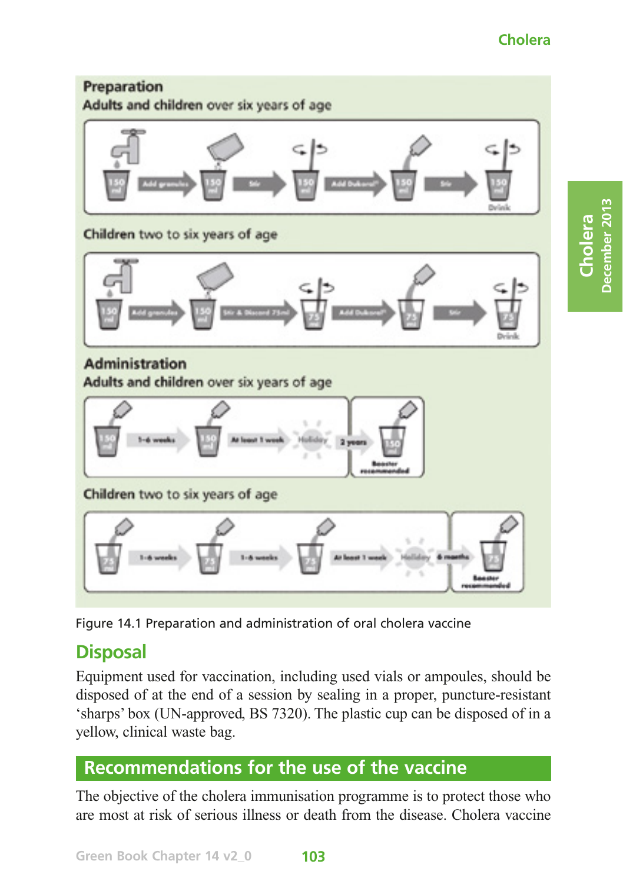**Preparation**

**Adults and children over six years of age**

150 ml → Add granules → 150 ml → Stir → 150 ml → Add Dukoral® → 150 ml → Stir → 150 ml Drink

**Children two to six years of age**

150 ml → Add granules → 150 ml → Stir & Discard 75ml → 75 ml → Add Dukoral® → 75 ml → Stir → 75 ml Drink

**Administration**

**Adults and children over six years of age**

150 ml → 1–6 weeks → 150 ml → At least 1 week → Holiday → 2 years → 150 ml Booster recommended

**Children two to six years of age**

75 ml → 1–6 weeks → 75 ml → 1–6 weeks → 75 ml → At least 1 week → Holiday → 6 months → 75 ml Booster recommended

Figure 14.1 Preparation and administration of oral cholera vaccine

## Disposal

Equipment used for vaccination, including used vials or ampoules, should be disposed of at the end of a session by sealing in a proper, puncture-resistant 'sharps' box (UN-approved, BS 7320). The plastic cup can be disposed of in a yellow, clinical waste bag.

## Recommendations for the use of the vaccine

The objective of the cholera immunisation programme is to protect those who are most at risk of serious illness or death from the disease. Cholera vaccine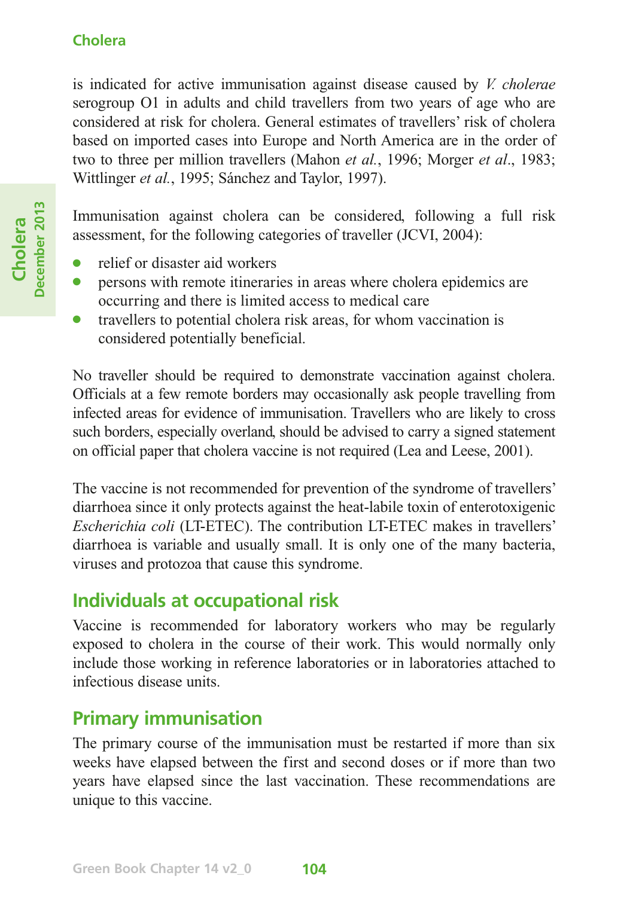is indicated for active immunisation against disease caused by *V. cholerae* serogroup O1 in adults and child travellers from two years of age who are considered at risk for cholera. General estimates of travellers' risk of cholera based on imported cases into Europe and North America are in the order of two to three per million travellers (Mahon *et al.*, 1996; Morger *et al*., 1983; Wittlinger *et al.*, 1995; Sánchez and Taylor, 1997).

Immunisation against cholera can be considered, following a full risk assessment, for the following categories of traveller (JCVI, 2004):

- relief or disaster aid workers
- persons with remote itineraries in areas where cholera epidemics are occurring and there is limited access to medical care
- travellers to potential cholera risk areas, for whom vaccination is considered potentially beneficial.

No traveller should be required to demonstrate vaccination against cholera. Officials at a few remote borders may occasionally ask people travelling from infected areas for evidence of immunisation. Travellers who are likely to cross such borders, especially overland, should be advised to carry a signed statement on official paper that cholera vaccine is not required (Lea and Leese, 2001).

The vaccine is not recommended for prevention of the syndrome of travellers' diarrhoea since it only protects against the heat-labile toxin of enterotoxigenic *Escherichia coli* (LT-ETEC). The contribution LT-ETEC makes in travellers' diarrhoea is variable and usually small. It is only one of the many bacteria, viruses and protozoa that cause this syndrome.

## Individuals at occupational risk

Vaccine is recommended for laboratory workers who may be regularly exposed to cholera in the course of their work. This would normally only include those working in reference laboratories or in laboratories attached to infectious disease units.

## Primary immunisation

The primary course of the immunisation must be restarted if more than six weeks have elapsed between the first and second doses or if more than two years have elapsed since the last vaccination. These recommendations are unique to this vaccine.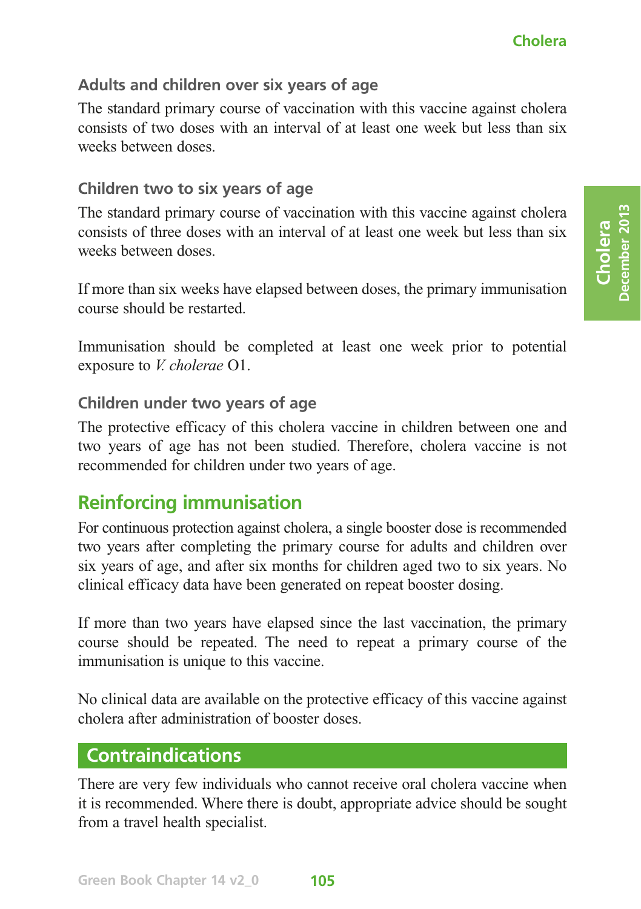### Adults and children over six years of age

The standard primary course of vaccination with this vaccine against cholera consists of two doses with an interval of at least one week but less than six weeks between doses.

### Children two to six years of age

The standard primary course of vaccination with this vaccine against cholera consists of three doses with an interval of at least one week but less than six weeks between doses.

If more than six weeks have elapsed between doses, the primary immunisation course should be restarted.

Immunisation should be completed at least one week prior to potential exposure to *V. cholerae* O1.

### Children under two years of age

The protective efficacy of this cholera vaccine in children between one and two years of age has not been studied. Therefore, cholera vaccine is not recommended for children under two years of age.

## Reinforcing immunisation

For continuous protection against cholera, a single booster dose is recommended two years after completing the primary course for adults and children over six years of age, and after six months for children aged two to six years. No clinical efficacy data have been generated on repeat booster dosing.

If more than two years have elapsed since the last vaccination, the primary course should be repeated. The need to repeat a primary course of the immunisation is unique to this vaccine.

No clinical data are available on the protective efficacy of this vaccine against cholera after administration of booster doses.

## Contraindications

There are very few individuals who cannot receive oral cholera vaccine when it is recommended. Where there is doubt, appropriate advice should be sought from a travel health specialist.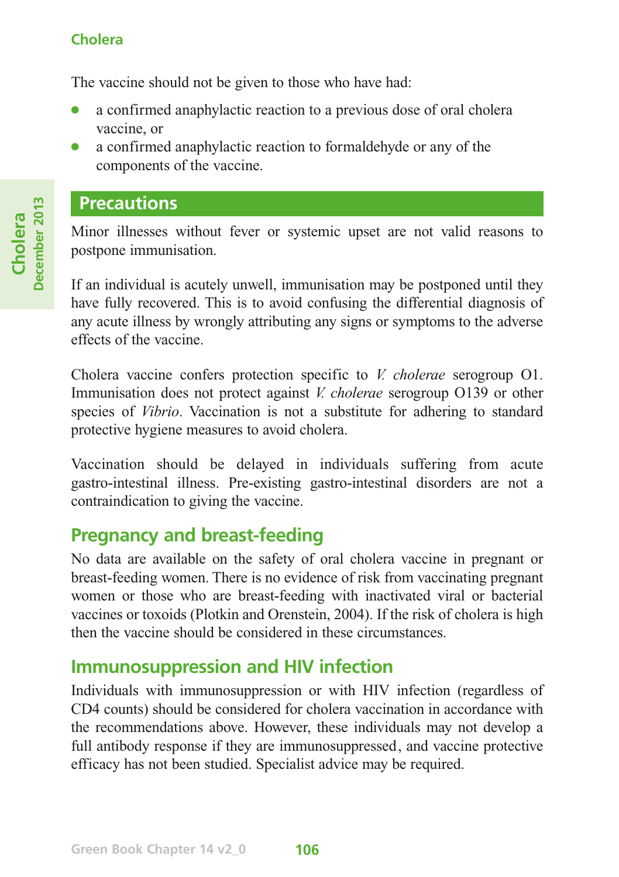The vaccine should not be given to those who have had:

- a confirmed anaphylactic reaction to a previous dose of oral cholera vaccine, or
- a confirmed anaphylactic reaction to formaldehyde or any of the components of the vaccine.

## Precautions

Minor illnesses without fever or systemic upset are not valid reasons to postpone immunisation.

If an individual is acutely unwell, immunisation may be postponed until they have fully recovered. This is to avoid confusing the differential diagnosis of any acute illness by wrongly attributing any signs or symptoms to the adverse effects of the vaccine.

Cholera vaccine confers protection specific to *V. cholerae* serogroup O1. Immunisation does not protect against *V. cholerae* serogroup O139 or other species of *Vibrio*. Vaccination is not a substitute for adhering to standard protective hygiene measures to avoid cholera.

Vaccination should be delayed in individuals suffering from acute gastro-intestinal illness. Pre-existing gastro-intestinal disorders are not a contraindication to giving the vaccine.

### Pregnancy and breast-feeding

No data are available on the safety of oral cholera vaccine in pregnant or breast-feeding women. There is no evidence of risk from vaccinating pregnant women or those who are breast-feeding with inactivated viral or bacterial vaccines or toxoids (Plotkin and Orenstein, 2004). If the risk of cholera is high then the vaccine should be considered in these circumstances.

### Immunosuppression and HIV infection

Individuals with immunosuppression or with HIV infection (regardless of CD4 counts) should be considered for cholera vaccination in accordance with the recommendations above. However, these individuals may not develop a full antibody response if they are immunosuppressed, and vaccine protective efficacy has not been studied. Specialist advice may be required.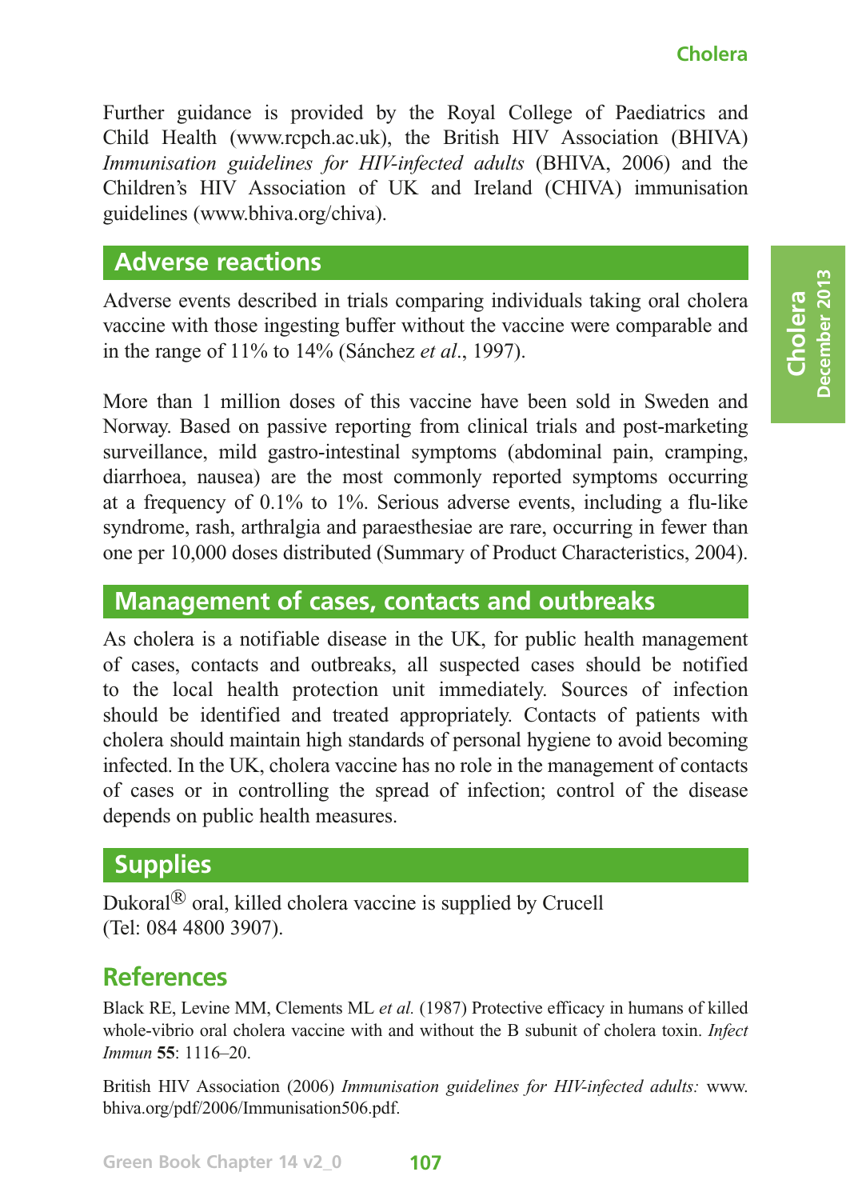Further guidance is provided by the Royal College of Paediatrics and Child Health (www.rcpch.ac.uk), the British HIV Association (BHIVA) *Immunisation guidelines for HIV-infected adults* (BHIVA, 2006) and the Children's HIV Association of UK and Ireland (CHIVA) immunisation guidelines (www.bhiva.org/chiva).

## Adverse reactions

Adverse events described in trials comparing individuals taking oral cholera vaccine with those ingesting buffer without the vaccine were comparable and in the range of 11% to 14% (Sánchez *et al*., 1997).

More than 1 million doses of this vaccine have been sold in Sweden and Norway. Based on passive reporting from clinical trials and post-marketing surveillance, mild gastro-intestinal symptoms (abdominal pain, cramping, diarrhoea, nausea) are the most commonly reported symptoms occurring at a frequency of 0.1% to 1%. Serious adverse events, including a flu-like syndrome, rash, arthralgia and paraesthesiae are rare, occurring in fewer than one per 10,000 doses distributed (Summary of Product Characteristics, 2004).

## Management of cases, contacts and outbreaks

As cholera is a notifiable disease in the UK, for public health management of cases, contacts and outbreaks, all suspected cases should be notified to the local health protection unit immediately. Sources of infection should be identified and treated appropriately. Contacts of patients with cholera should maintain high standards of personal hygiene to avoid becoming infected. In the UK, cholera vaccine has no role in the management of contacts of cases or in controlling the spread of infection; control of the disease depends on public health measures.

## Supplies

Dukoral® oral, killed cholera vaccine is supplied by Crucell (Tel: 084 4800 3907).

## References

Black RE, Levine MM, Clements ML *et al.* (1987) Protective efficacy in humans of killed whole-vibrio oral cholera vaccine with and without the B subunit of cholera toxin. *Infect Immun* **55**: 1116–20.

British HIV Association (2006) *Immunisation guidelines for HIV-infected adults:* www.bhiva.org/pdf/2006/Immunisation506.pdf.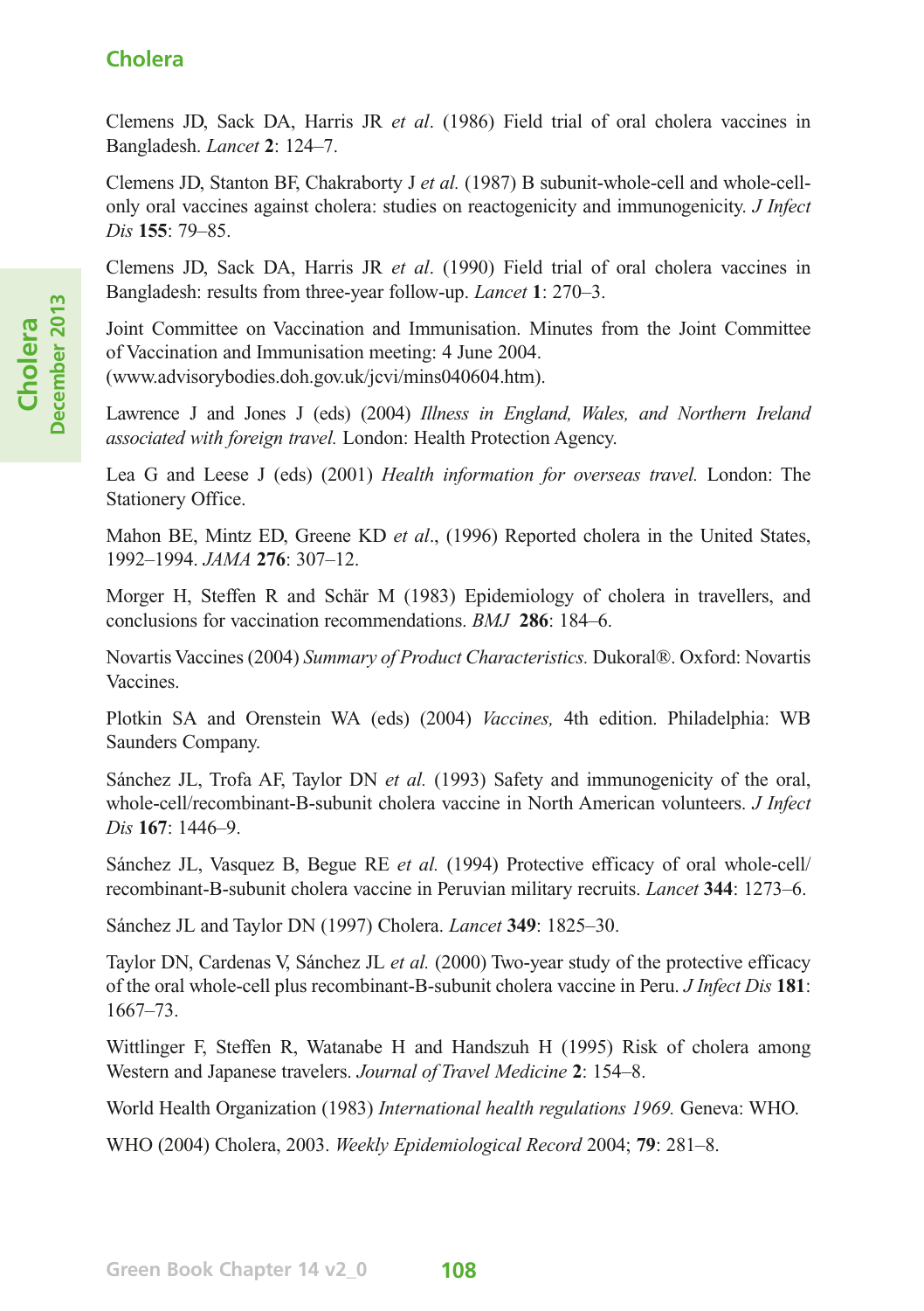Clemens JD, Sack DA, Harris JR *et al*. (1986) Field trial of oral cholera vaccines in Bangladesh. *Lancet* **2**: 124–7.

Clemens JD, Stanton BF, Chakraborty J *et al.* (1987) B subunit-whole-cell and whole-cell-only oral vaccines against cholera: studies on reactogenicity and immunogenicity. *J Infect Dis* **155**: 79–85.

Clemens JD, Sack DA, Harris JR *et al*. (1990) Field trial of oral cholera vaccines in Bangladesh: results from three-year follow-up. *Lancet* **1**: 270–3.

Joint Committee on Vaccination and Immunisation. Minutes from the Joint Committee of Vaccination and Immunisation meeting: 4 June 2004. (www.advisorybodies.doh.gov.uk/jcvi/mins040604.htm).

Lawrence J and Jones J (eds) (2004) *Illness in England, Wales, and Northern Ireland associated with foreign travel.* London: Health Protection Agency.

Lea G and Leese J (eds) (2001) *Health information for overseas travel.* London: The Stationery Office.

Mahon BE, Mintz ED, Greene KD *et al*., (1996) Reported cholera in the United States, 1992–1994. *JAMA* **276**: 307–12.

Morger H, Steffen R and Schär M (1983) Epidemiology of cholera in travellers, and conclusions for vaccination recommendations. *BMJ* **286**: 184–6.

Novartis Vaccines (2004) *Summary of Product Characteristics.* Dukoral®. Oxford: Novartis Vaccines.

Plotkin SA and Orenstein WA (eds) (2004) *Vaccines,* 4th edition. Philadelphia: WB Saunders Company.

Sánchez JL, Trofa AF, Taylor DN *et al.* (1993) Safety and immunogenicity of the oral, whole-cell/recombinant-B-subunit cholera vaccine in North American volunteers. *J Infect Dis* **167**: 1446–9.

Sánchez JL, Vasquez B, Begue RE *et al.* (1994) Protective efficacy of oral whole-cell/recombinant-B-subunit cholera vaccine in Peruvian military recruits. *Lancet* **344**: 1273–6.

Sánchez JL and Taylor DN (1997) Cholera. *Lancet* **349**: 1825–30.

Taylor DN, Cardenas V, Sánchez JL *et al.* (2000) Two-year study of the protective efficacy of the oral whole-cell plus recombinant-B-subunit cholera vaccine in Peru. *J Infect Dis* **181**: 1667–73.

Wittlinger F, Steffen R, Watanabe H and Handszuh H (1995) Risk of cholera among Western and Japanese travelers. *Journal of Travel Medicine* **2**: 154–8.

World Health Organization (1983) *International health regulations 1969.* Geneva: WHO.

WHO (2004) Cholera, 2003. *Weekly Epidemiological Record* 2004; **79**: 281–8.